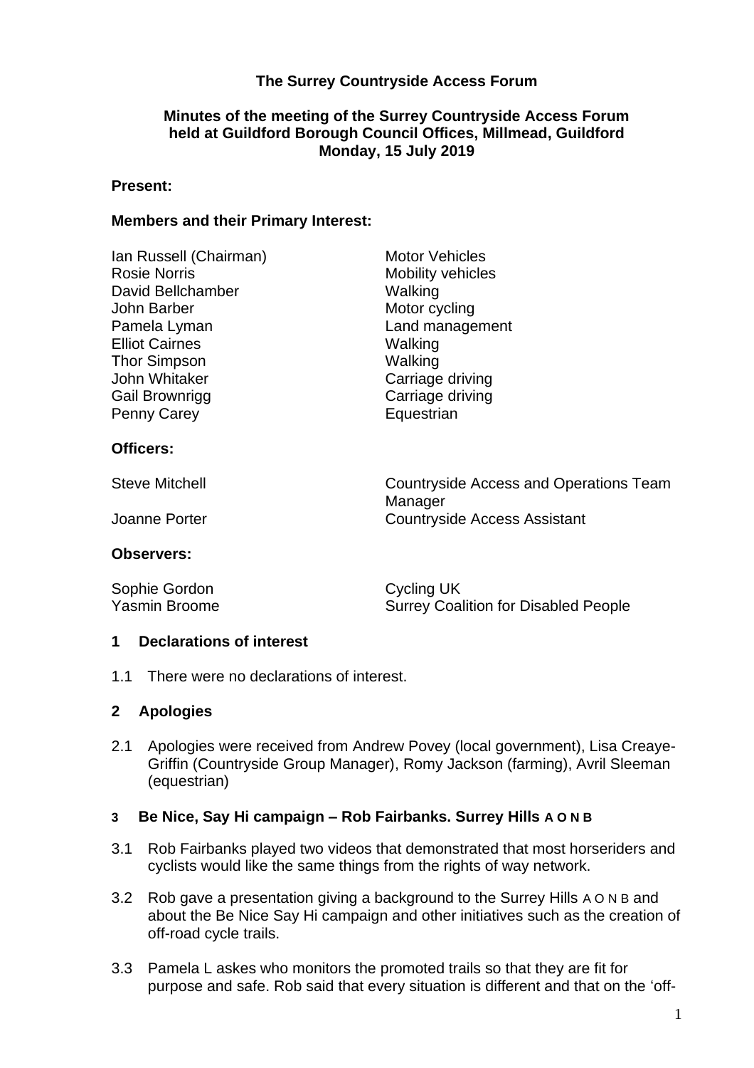# The Surrey Countryside Access Forum

## Minutes of the meeting of the Surrey Countryside Access Forum held at Guildford Borough Council Offices, Millmead, Guildford Monday, 15 July 2019

**Present:**

**Members and their Primary Interest:**

| | |
|---|---|
| Ian Russell (Chairman) | Motor Vehicles |
| Rosie Norris | Mobility vehicles |
| David Bellchamber | Walking |
| John Barber | Motor cycling |
| Pamela Lyman | Land management |
| Elliot Cairnes | Walking |
| Thor Simpson | Walking |
| John Whitaker | Carriage driving |
| Gail Brownrigg | Carriage driving |
| Penny Carey | Equestrian |

**Officers:**

| | |
|---|---|
| Steve Mitchell | Countryside Access and Operations Team Manager |
| Joanne Porter | Countryside Access Assistant |

**Observers:**

| | |
|---|---|
| Sophie Gordon | Cycling UK |
| Yasmin Broome | Surrey Coalition for Disabled People |

### 1 Declarations of interest

1.1 There were no declarations of interest.

### 2 Apologies

2.1 Apologies were received from Andrew Povey (local government), Lisa Creaye-Griffin (Countryside Group Manager), Romy Jackson (farming), Avril Sleeman (equestrian)

### 3 Be Nice, Say Hi campaign – Rob Fairbanks. Surrey Hills A O N B

3.1 Rob Fairbanks played two videos that demonstrated that most horseriders and cyclists would like the same things from the rights of way network.

3.2 Rob gave a presentation giving a background to the Surrey Hills A O N B and about the Be Nice Say Hi campaign and other initiatives such as the creation of off-road cycle trails.

3.3 Pamela L askes who monitors the promoted trails so that they are fit for purpose and safe. Rob said that every situation is different and that on the 'off-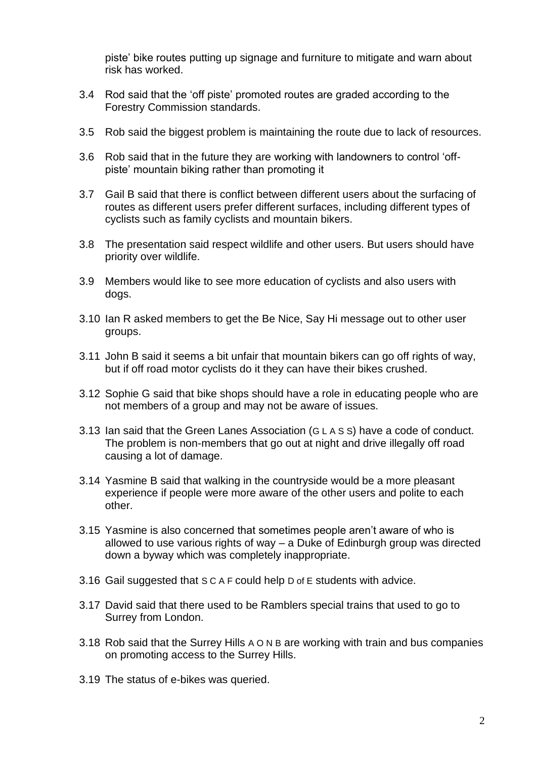piste' bike routes putting up signage and furniture to mitigate and warn about risk has worked.

3.4 Rod said that the 'off piste' promoted routes are graded according to the Forestry Commission standards.

3.5 Rob said the biggest problem is maintaining the route due to lack of resources.

3.6 Rob said that in the future they are working with landowners to control 'off-piste' mountain biking rather than promoting it

3.7 Gail B said that there is conflict between different users about the surfacing of routes as different users prefer different surfaces, including different types of cyclists such as family cyclists and mountain bikers.

3.8 The presentation said respect wildlife and other users. But users should have priority over wildlife.

3.9 Members would like to see more education of cyclists and also users with dogs.

3.10 Ian R asked members to get the Be Nice, Say Hi message out to other user groups.

3.11 John B said it seems a bit unfair that mountain bikers can go off rights of way, but if off road motor cyclists do it they can have their bikes crushed.

3.12 Sophie G said that bike shops should have a role in educating people who are not members of a group and may not be aware of issues.

3.13 Ian said that the Green Lanes Association (G L A S S) have a code of conduct. The problem is non-members that go out at night and drive illegally off road causing a lot of damage.

3.14 Yasmine B said that walking in the countryside would be a more pleasant experience if people were more aware of the other users and polite to each other.

3.15 Yasmine is also concerned that sometimes people aren't aware of who is allowed to use various rights of way – a Duke of Edinburgh group was directed down a byway which was completely inappropriate.

3.16 Gail suggested that S C A F could help D of E students with advice.

3.17 David said that there used to be Ramblers special trains that used to go to Surrey from London.

3.18 Rob said that the Surrey Hills A O N B are working with train and bus companies on promoting access to the Surrey Hills.

3.19 The status of e-bikes was queried.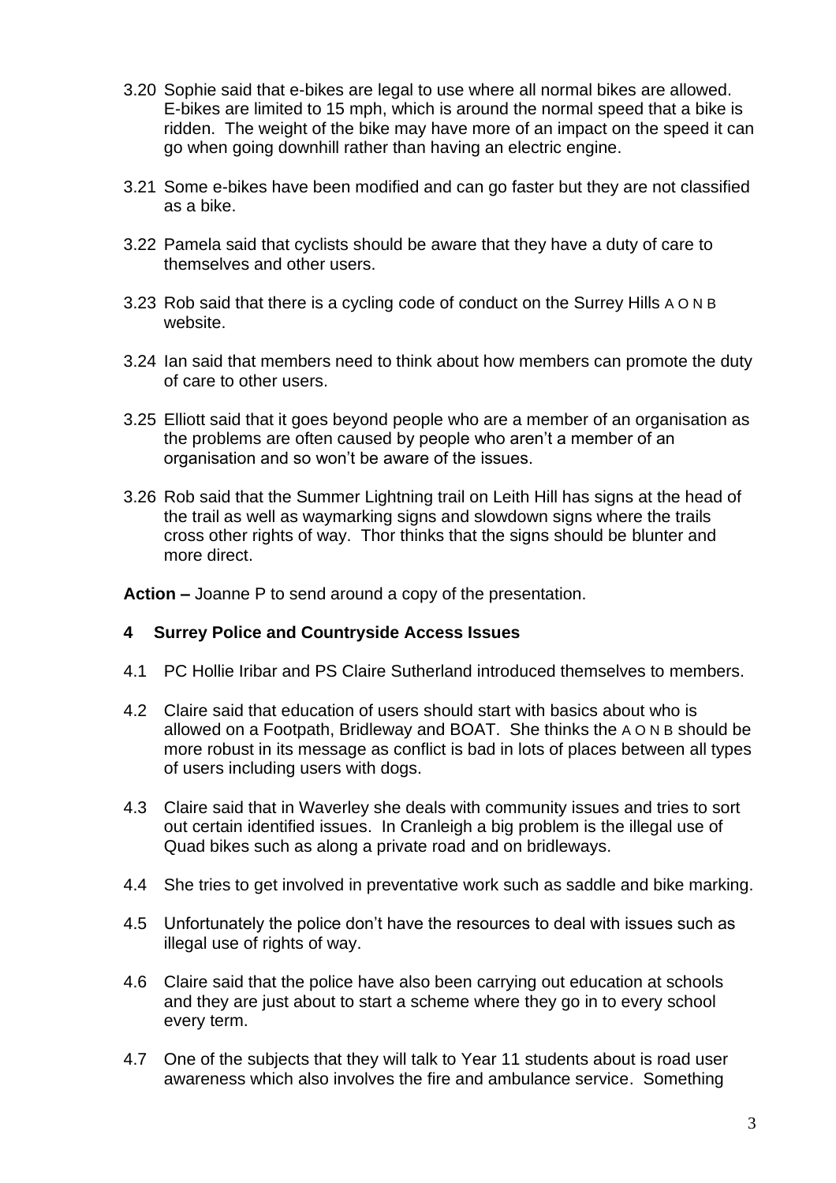3.20 Sophie said that e-bikes are legal to use where all normal bikes are allowed. E-bikes are limited to 15 mph, which is around the normal speed that a bike is ridden. The weight of the bike may have more of an impact on the speed it can go when going downhill rather than having an electric engine.

3.21 Some e-bikes have been modified and can go faster but they are not classified as a bike.

3.22 Pamela said that cyclists should be aware that they have a duty of care to themselves and other users.

3.23 Rob said that there is a cycling code of conduct on the Surrey Hills A O N B website.

3.24 Ian said that members need to think about how members can promote the duty of care to other users.

3.25 Elliott said that it goes beyond people who are a member of an organisation as the problems are often caused by people who aren't a member of an organisation and so won't be aware of the issues.

3.26 Rob said that the Summer Lightning trail on Leith Hill has signs at the head of the trail as well as waymarking signs and slowdown signs where the trails cross other rights of way. Thor thinks that the signs should be blunter and more direct.

**Action –** Joanne P to send around a copy of the presentation.

## 4 Surrey Police and Countryside Access Issues

4.1 PC Hollie Iribar and PS Claire Sutherland introduced themselves to members.

4.2 Claire said that education of users should start with basics about who is allowed on a Footpath, Bridleway and BOAT. She thinks the A O N B should be more robust in its message as conflict is bad in lots of places between all types of users including users with dogs.

4.3 Claire said that in Waverley she deals with community issues and tries to sort out certain identified issues. In Cranleigh a big problem is the illegal use of Quad bikes such as along a private road and on bridleways.

4.4 She tries to get involved in preventative work such as saddle and bike marking.

4.5 Unfortunately the police don't have the resources to deal with issues such as illegal use of rights of way.

4.6 Claire said that the police have also been carrying out education at schools and they are just about to start a scheme where they go in to every school every term.

4.7 One of the subjects that they will talk to Year 11 students about is road user awareness which also involves the fire and ambulance service. Something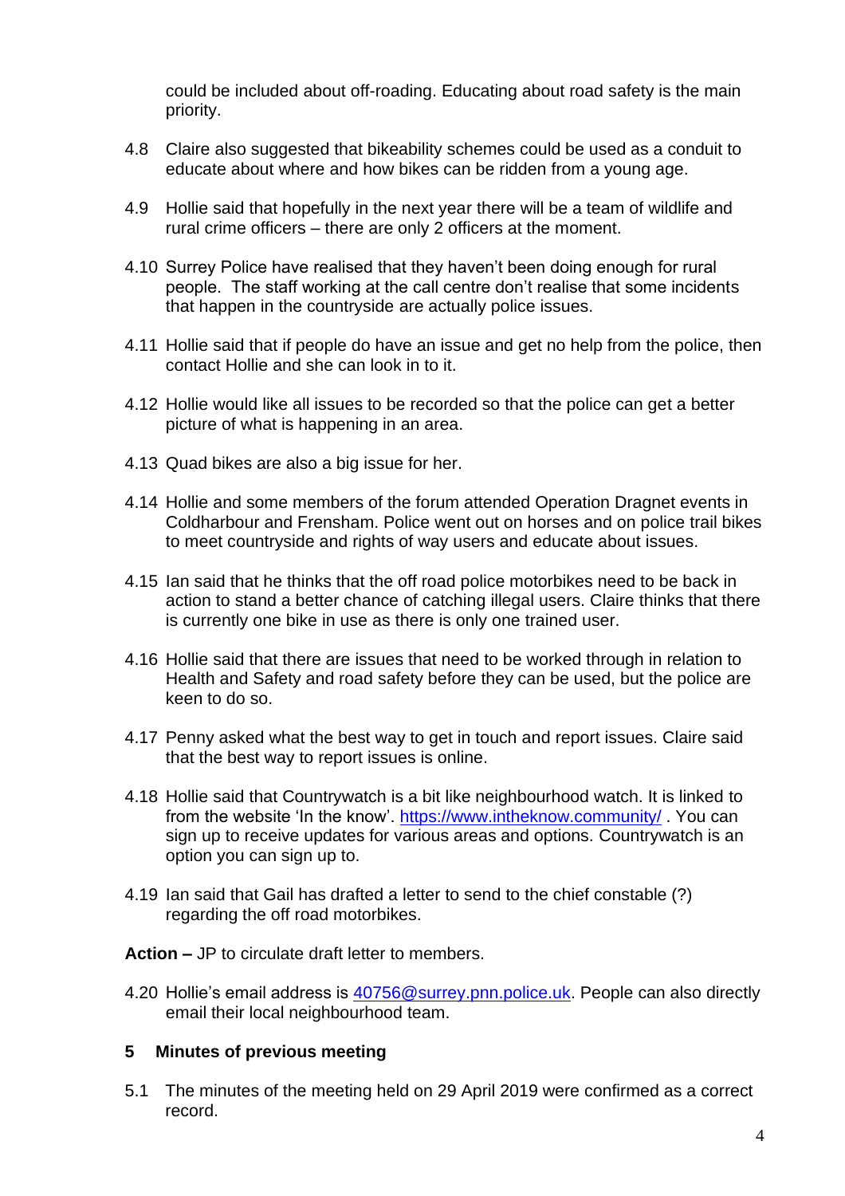could be included about off-roading. Educating about road safety is the main priority.

4.8 Claire also suggested that bikeability schemes could be used as a conduit to educate about where and how bikes can be ridden from a young age.

4.9 Hollie said that hopefully in the next year there will be a team of wildlife and rural crime officers – there are only 2 officers at the moment.

4.10 Surrey Police have realised that they haven't been doing enough for rural people. The staff working at the call centre don't realise that some incidents that happen in the countryside are actually police issues.

4.11 Hollie said that if people do have an issue and get no help from the police, then contact Hollie and she can look in to it.

4.12 Hollie would like all issues to be recorded so that the police can get a better picture of what is happening in an area.

4.13 Quad bikes are also a big issue for her.

4.14 Hollie and some members of the forum attended Operation Dragnet events in Coldharbour and Frensham. Police went out on horses and on police trail bikes to meet countryside and rights of way users and educate about issues.

4.15 Ian said that he thinks that the off road police motorbikes need to be back in action to stand a better chance of catching illegal users. Claire thinks that there is currently one bike in use as there is only one trained user.

4.16 Hollie said that there are issues that need to be worked through in relation to Health and Safety and road safety before they can be used, but the police are keen to do so.

4.17 Penny asked what the best way to get in touch and report issues. Claire said that the best way to report issues is online.

4.18 Hollie said that Countrywatch is a bit like neighbourhood watch. It is linked to from the website 'In the know'. [https://www.intheknow.community/](https://www.intheknow.community/) . You can sign up to receive updates for various areas and options. Countrywatch is an option you can sign up to.

4.19 Ian said that Gail has drafted a letter to send to the chief constable (?) regarding the off road motorbikes.

**Action –** JP to circulate draft letter to members.

4.20 Hollie's email address is [40756@surrey.pnn.police.uk](mailto:40756@surrey.pnn.police.uk). People can also directly email their local neighbourhood team.

## 5 Minutes of previous meeting

5.1 The minutes of the meeting held on 29 April 2019 were confirmed as a correct record.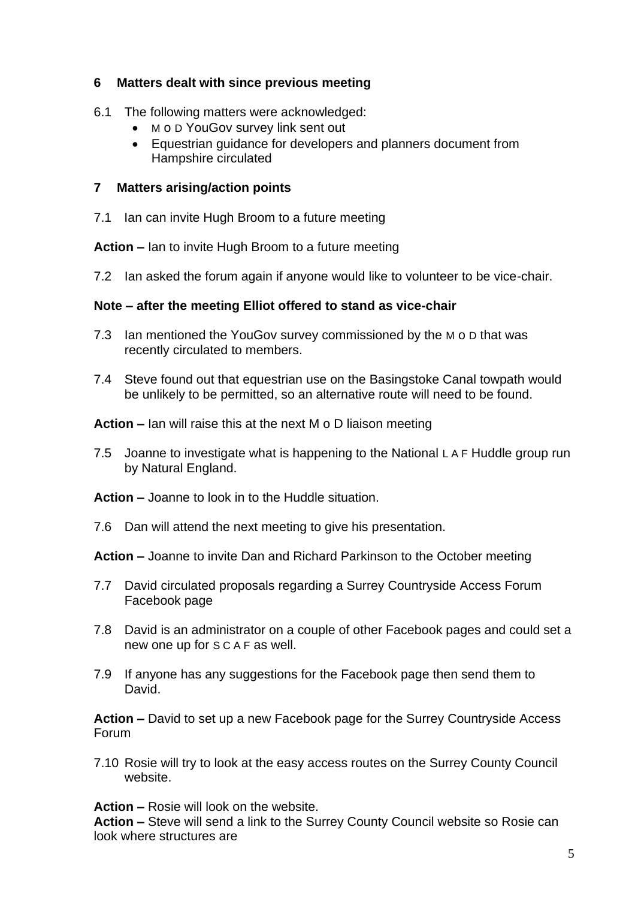## 6 Matters dealt with since previous meeting

6.1 The following matters were acknowledged:

- M o D YouGov survey link sent out
- Equestrian guidance for developers and planners document from Hampshire circulated

## 7 Matters arising/action points

7.1 Ian can invite Hugh Broom to a future meeting

**Action –** Ian to invite Hugh Broom to a future meeting

7.2 Ian asked the forum again if anyone would like to volunteer to be vice-chair.

**Note – after the meeting Elliot offered to stand as vice-chair**

7.3 Ian mentioned the YouGov survey commissioned by the M o D that was recently circulated to members.

7.4 Steve found out that equestrian use on the Basingstoke Canal towpath would be unlikely to be permitted, so an alternative route will need to be found.

**Action –** Ian will raise this at the next M o D liaison meeting

7.5 Joanne to investigate what is happening to the National L A F Huddle group run by Natural England.

**Action –** Joanne to look in to the Huddle situation.

7.6 Dan will attend the next meeting to give his presentation.

**Action –** Joanne to invite Dan and Richard Parkinson to the October meeting

7.7 David circulated proposals regarding a Surrey Countryside Access Forum Facebook page

7.8 David is an administrator on a couple of other Facebook pages and could set a new one up for S C A F as well.

7.9 If anyone has any suggestions for the Facebook page then send them to David.

**Action –** David to set up a new Facebook page for the Surrey Countryside Access Forum

7.10 Rosie will try to look at the easy access routes on the Surrey County Council website.

**Action –** Rosie will look on the website.
**Action –** Steve will send a link to the Surrey County Council website so Rosie can look where structures are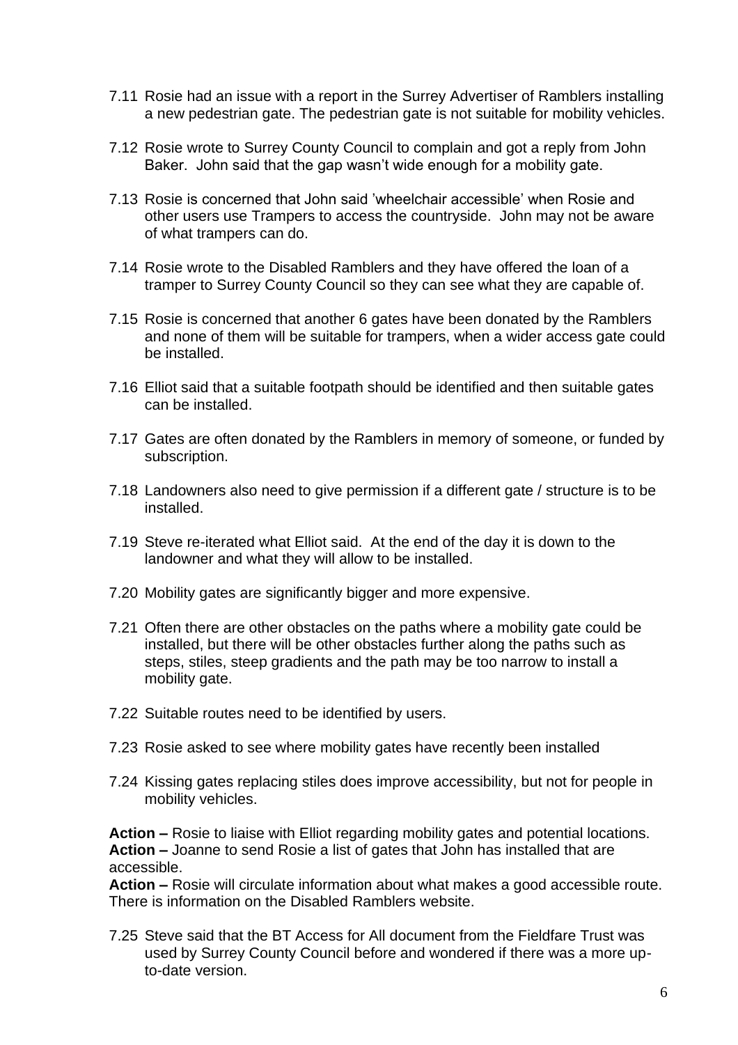7.11 Rosie had an issue with a report in the Surrey Advertiser of Ramblers installing a new pedestrian gate. The pedestrian gate is not suitable for mobility vehicles.

7.12 Rosie wrote to Surrey County Council to complain and got a reply from John Baker. John said that the gap wasn't wide enough for a mobility gate.

7.13 Rosie is concerned that John said 'wheelchair accessible' when Rosie and other users use Trampers to access the countryside. John may not be aware of what trampers can do.

7.14 Rosie wrote to the Disabled Ramblers and they have offered the loan of a tramper to Surrey County Council so they can see what they are capable of.

7.15 Rosie is concerned that another 6 gates have been donated by the Ramblers and none of them will be suitable for trampers, when a wider access gate could be installed.

7.16 Elliot said that a suitable footpath should be identified and then suitable gates can be installed.

7.17 Gates are often donated by the Ramblers in memory of someone, or funded by subscription.

7.18 Landowners also need to give permission if a different gate / structure is to be installed.

7.19 Steve re-iterated what Elliot said. At the end of the day it is down to the landowner and what they will allow to be installed.

7.20 Mobility gates are significantly bigger and more expensive.

7.21 Often there are other obstacles on the paths where a mobility gate could be installed, but there will be other obstacles further along the paths such as steps, stiles, steep gradients and the path may be too narrow to install a mobility gate.

7.22 Suitable routes need to be identified by users.

7.23 Rosie asked to see where mobility gates have recently been installed

7.24 Kissing gates replacing stiles does improve accessibility, but not for people in mobility vehicles.

**Action –** Rosie to liaise with Elliot regarding mobility gates and potential locations.
**Action –** Joanne to send Rosie a list of gates that John has installed that are accessible.
**Action –** Rosie will circulate information about what makes a good accessible route. There is information on the Disabled Ramblers website.

7.25 Steve said that the BT Access for All document from the Fieldfare Trust was used by Surrey County Council before and wondered if there was a more up-to-date version.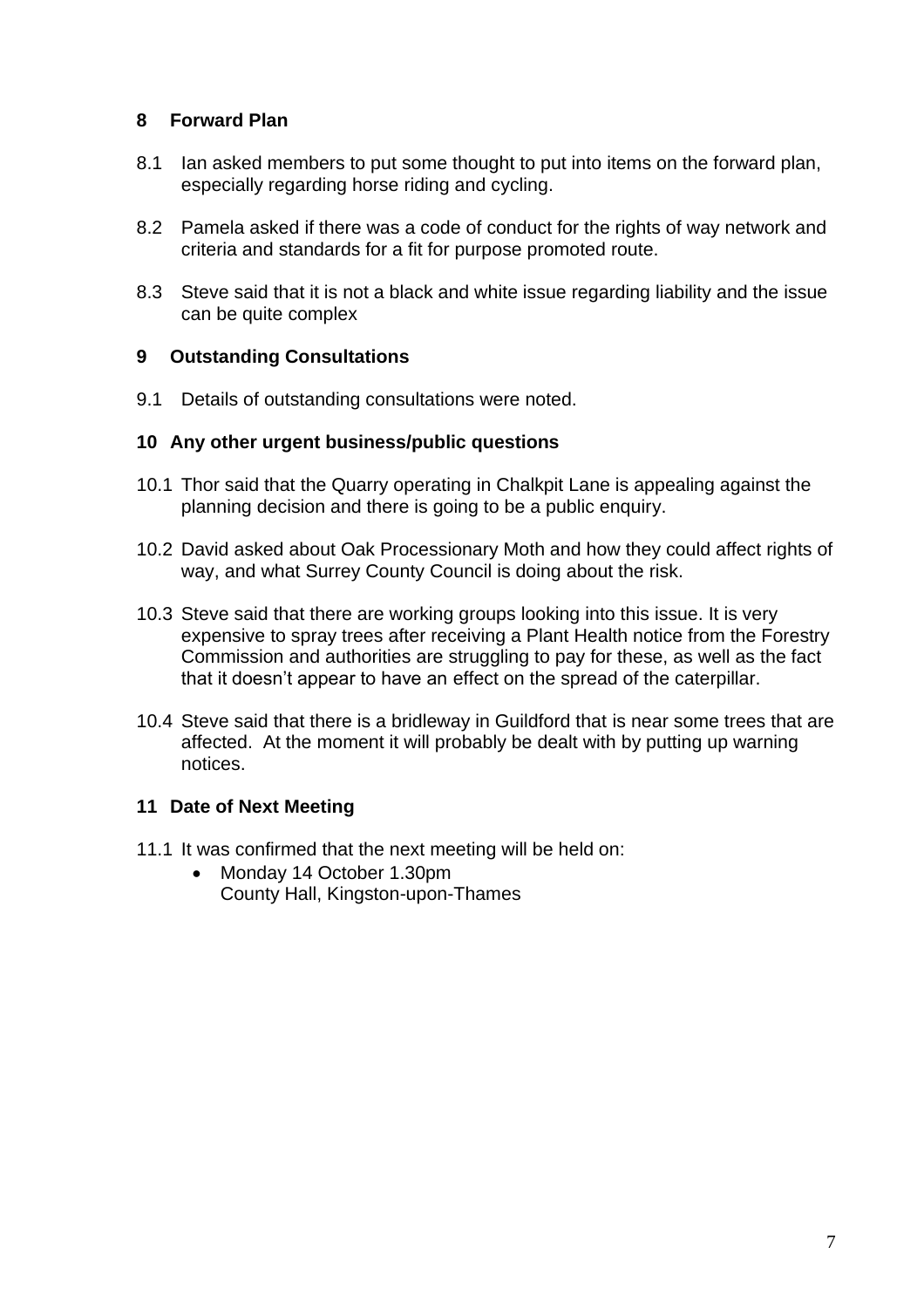## 8 Forward Plan

8.1 Ian asked members to put some thought to put into items on the forward plan, especially regarding horse riding and cycling.

8.2 Pamela asked if there was a code of conduct for the rights of way network and criteria and standards for a fit for purpose promoted route.

8.3 Steve said that it is not a black and white issue regarding liability and the issue can be quite complex

## 9 Outstanding Consultations

9.1 Details of outstanding consultations were noted.

## 10 Any other urgent business/public questions

10.1 Thor said that the Quarry operating in Chalkpit Lane is appealing against the planning decision and there is going to be a public enquiry.

10.2 David asked about Oak Processionary Moth and how they could affect rights of way, and what Surrey County Council is doing about the risk.

10.3 Steve said that there are working groups looking into this issue. It is very expensive to spray trees after receiving a Plant Health notice from the Forestry Commission and authorities are struggling to pay for these, as well as the fact that it doesn't appear to have an effect on the spread of the caterpillar.

10.4 Steve said that there is a bridleway in Guildford that is near some trees that are affected. At the moment it will probably be dealt with by putting up warning notices.

## 11 Date of Next Meeting

11.1 It was confirmed that the next meeting will be held on:

- Monday 14 October 1.30pm
  County Hall, Kingston-upon-Thames